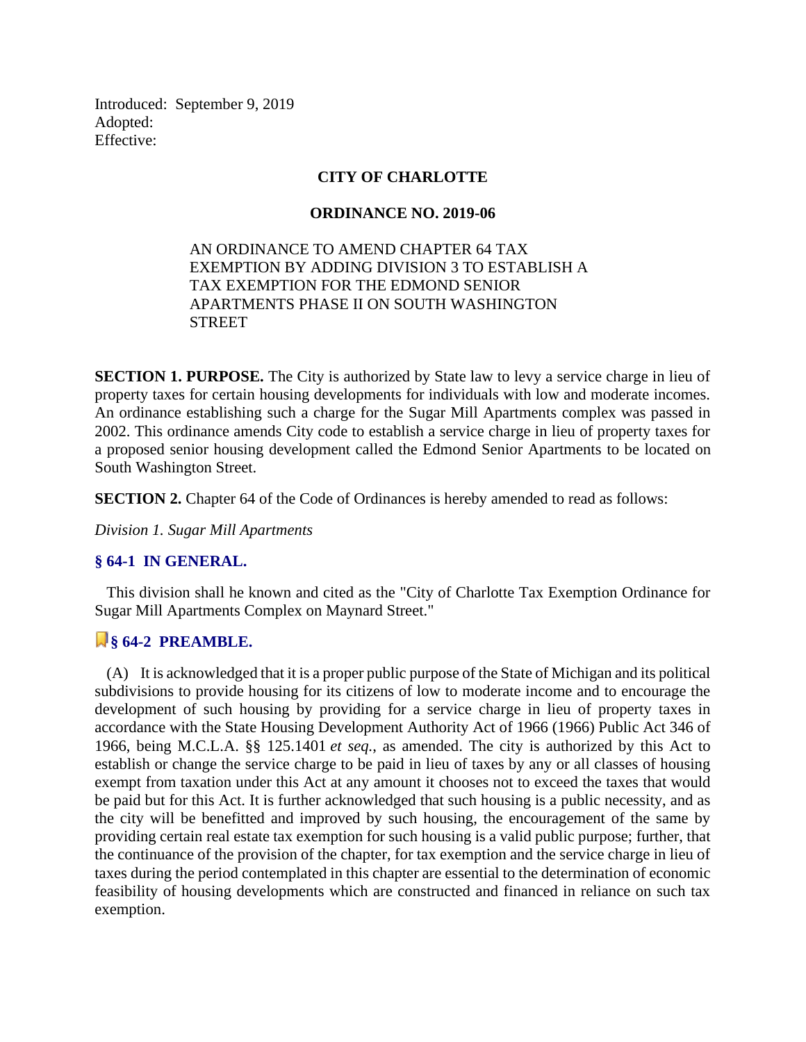Introduced: September 9, 2019
Adopted:
Effective:

**CITY OF CHARLOTTE**

**ORDINANCE NO. 2019-06**

AN ORDINANCE TO AMEND CHAPTER 64 TAX EXEMPTION BY ADDING DIVISION 3 TO ESTABLISH A TAX EXEMPTION FOR THE EDMOND SENIOR APARTMENTS PHASE II ON SOUTH WASHINGTON STREET

**SECTION 1. PURPOSE.** The City is authorized by State law to levy a service charge in lieu of property taxes for certain housing developments for individuals with low and moderate incomes. An ordinance establishing such a charge for the Sugar Mill Apartments complex was passed in 2002. This ordinance amends City code to establish a service charge in lieu of property taxes for a proposed senior housing development called the Edmond Senior Apartments to be located on South Washington Street.

**SECTION 2.** Chapter 64 of the Code of Ordinances is hereby amended to read as follows:

*Division 1. Sugar Mill Apartments*

### § 64-1 IN GENERAL.

This division shall he known and cited as the "City of Charlotte Tax Exemption Ordinance for Sugar Mill Apartments Complex on Maynard Street."

### § 64-2 PREAMBLE.

(A) It is acknowledged that it is a proper public purpose of the State of Michigan and its political subdivisions to provide housing for its citizens of low to moderate income and to encourage the development of such housing by providing for a service charge in lieu of property taxes in accordance with the State Housing Development Authority Act of 1966 (1966) Public Act 346 of 1966, being M.C.L.A. §§ 125.1401 *et seq.*, as amended. The city is authorized by this Act to establish or change the service charge to be paid in lieu of taxes by any or all classes of housing exempt from taxation under this Act at any amount it chooses not to exceed the taxes that would be paid but for this Act. It is further acknowledged that such housing is a public necessity, and as the city will be benefitted and improved by such housing, the encouragement of the same by providing certain real estate tax exemption for such housing is a valid public purpose; further, that the continuance of the provision of the chapter, for tax exemption and the service charge in lieu of taxes during the period contemplated in this chapter are essential to the determination of economic feasibility of housing developments which are constructed and financed in reliance on such tax exemption.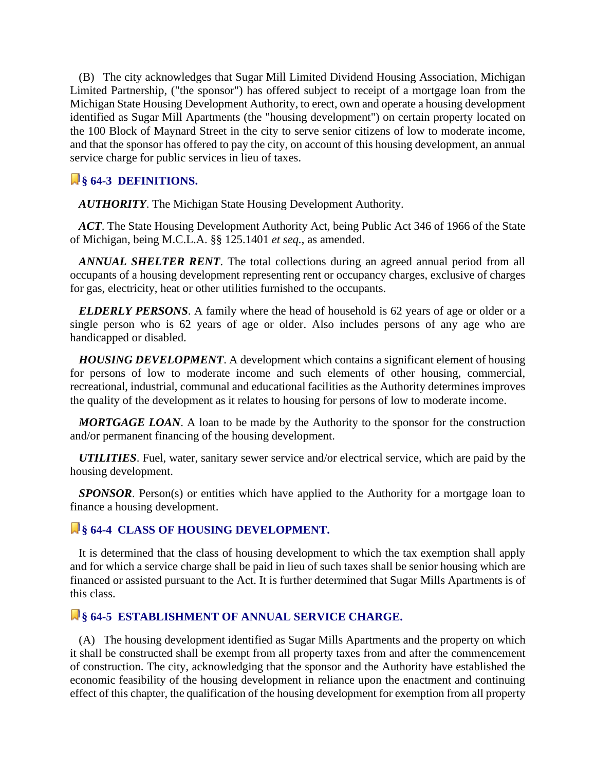(B) The city acknowledges that Sugar Mill Limited Dividend Housing Association, Michigan Limited Partnership, ("the sponsor") has offered subject to receipt of a mortgage loan from the Michigan State Housing Development Authority, to erect, own and operate a housing development identified as Sugar Mill Apartments (the "housing development") on certain property located on the 100 Block of Maynard Street in the city to serve senior citizens of low to moderate income, and that the sponsor has offered to pay the city, on account of this housing development, an annual service charge for public services in lieu of taxes.

## § 64-3 DEFINITIONS.

***AUTHORITY***. The Michigan State Housing Development Authority.

***ACT***. The State Housing Development Authority Act, being Public Act 346 of 1966 of the State of Michigan, being M.C.L.A. §§ 125.1401 *et seq.*, as amended.

***ANNUAL SHELTER RENT***. The total collections during an agreed annual period from all occupants of a housing development representing rent or occupancy charges, exclusive of charges for gas, electricity, heat or other utilities furnished to the occupants.

***ELDERLY PERSONS***. A family where the head of household is 62 years of age or older or a single person who is 62 years of age or older. Also includes persons of any age who are handicapped or disabled.

***HOUSING DEVELOPMENT***. A development which contains a significant element of housing for persons of low to moderate income and such elements of other housing, commercial, recreational, industrial, communal and educational facilities as the Authority determines improves the quality of the development as it relates to housing for persons of low to moderate income.

***MORTGAGE LOAN***. A loan to be made by the Authority to the sponsor for the construction and/or permanent financing of the housing development.

***UTILITIES***. Fuel, water, sanitary sewer service and/or electrical service, which are paid by the housing development.

***SPONSOR***. Person(s) or entities which have applied to the Authority for a mortgage loan to finance a housing development.

## § 64-4 CLASS OF HOUSING DEVELOPMENT.

It is determined that the class of housing development to which the tax exemption shall apply and for which a service charge shall be paid in lieu of such taxes shall be senior housing which are financed or assisted pursuant to the Act. It is further determined that Sugar Mills Apartments is of this class.

## § 64-5 ESTABLISHMENT OF ANNUAL SERVICE CHARGE.

(A) The housing development identified as Sugar Mills Apartments and the property on which it shall be constructed shall be exempt from all property taxes from and after the commencement of construction. The city, acknowledging that the sponsor and the Authority have established the economic feasibility of the housing development in reliance upon the enactment and continuing effect of this chapter, the qualification of the housing development for exemption from all property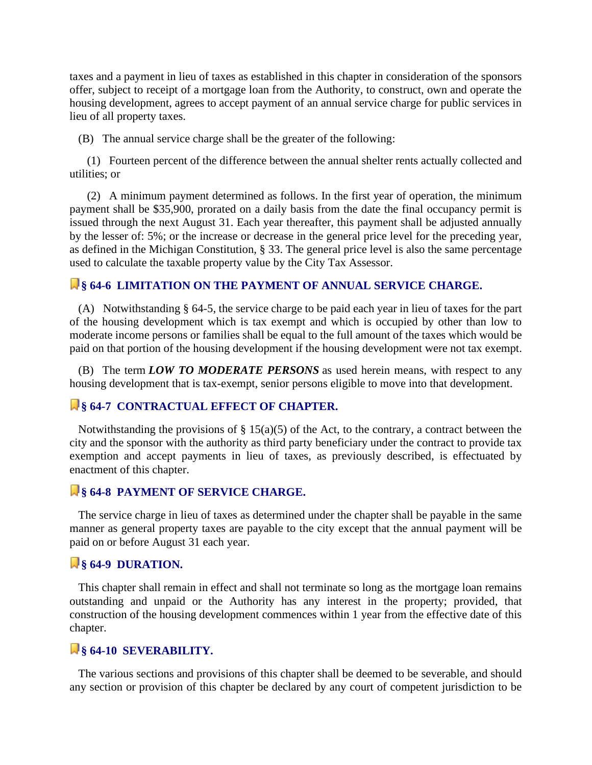taxes and a payment in lieu of taxes as established in this chapter in consideration of the sponsors offer, subject to receipt of a mortgage loan from the Authority, to construct, own and operate the housing development, agrees to accept payment of an annual service charge for public services in lieu of all property taxes.

(B) The annual service charge shall be the greater of the following:

(1) Fourteen percent of the difference between the annual shelter rents actually collected and utilities; or

(2) A minimum payment determined as follows. In the first year of operation, the minimum payment shall be $35,900, prorated on a daily basis from the date the final occupancy permit is issued through the next August 31. Each year thereafter, this payment shall be adjusted annually by the lesser of: 5%; or the increase or decrease in the general price level for the preceding year, as defined in the Michigan Constitution, § 33. The general price level is also the same percentage used to calculate the taxable property value by the City Tax Assessor.

## § 64-6 LIMITATION ON THE PAYMENT OF ANNUAL SERVICE CHARGE.

(A) Notwithstanding § 64-5, the service charge to be paid each year in lieu of taxes for the part of the housing development which is tax exempt and which is occupied by other than low to moderate income persons or families shall be equal to the full amount of the taxes which would be paid on that portion of the housing development if the housing development were not tax exempt.

(B) The term ***LOW TO MODERATE PERSONS*** as used herein means, with respect to any housing development that is tax-exempt, senior persons eligible to move into that development.

## § 64-7 CONTRACTUAL EFFECT OF CHAPTER.

Notwithstanding the provisions of § 15(a)(5) of the Act, to the contrary, a contract between the city and the sponsor with the authority as third party beneficiary under the contract to provide tax exemption and accept payments in lieu of taxes, as previously described, is effectuated by enactment of this chapter.

## § 64-8 PAYMENT OF SERVICE CHARGE.

The service charge in lieu of taxes as determined under the chapter shall be payable in the same manner as general property taxes are payable to the city except that the annual payment will be paid on or before August 31 each year.

## § 64-9 DURATION.

This chapter shall remain in effect and shall not terminate so long as the mortgage loan remains outstanding and unpaid or the Authority has any interest in the property; provided, that construction of the housing development commences within 1 year from the effective date of this chapter.

## § 64-10 SEVERABILITY.

The various sections and provisions of this chapter shall be deemed to be severable, and should any section or provision of this chapter be declared by any court of competent jurisdiction to be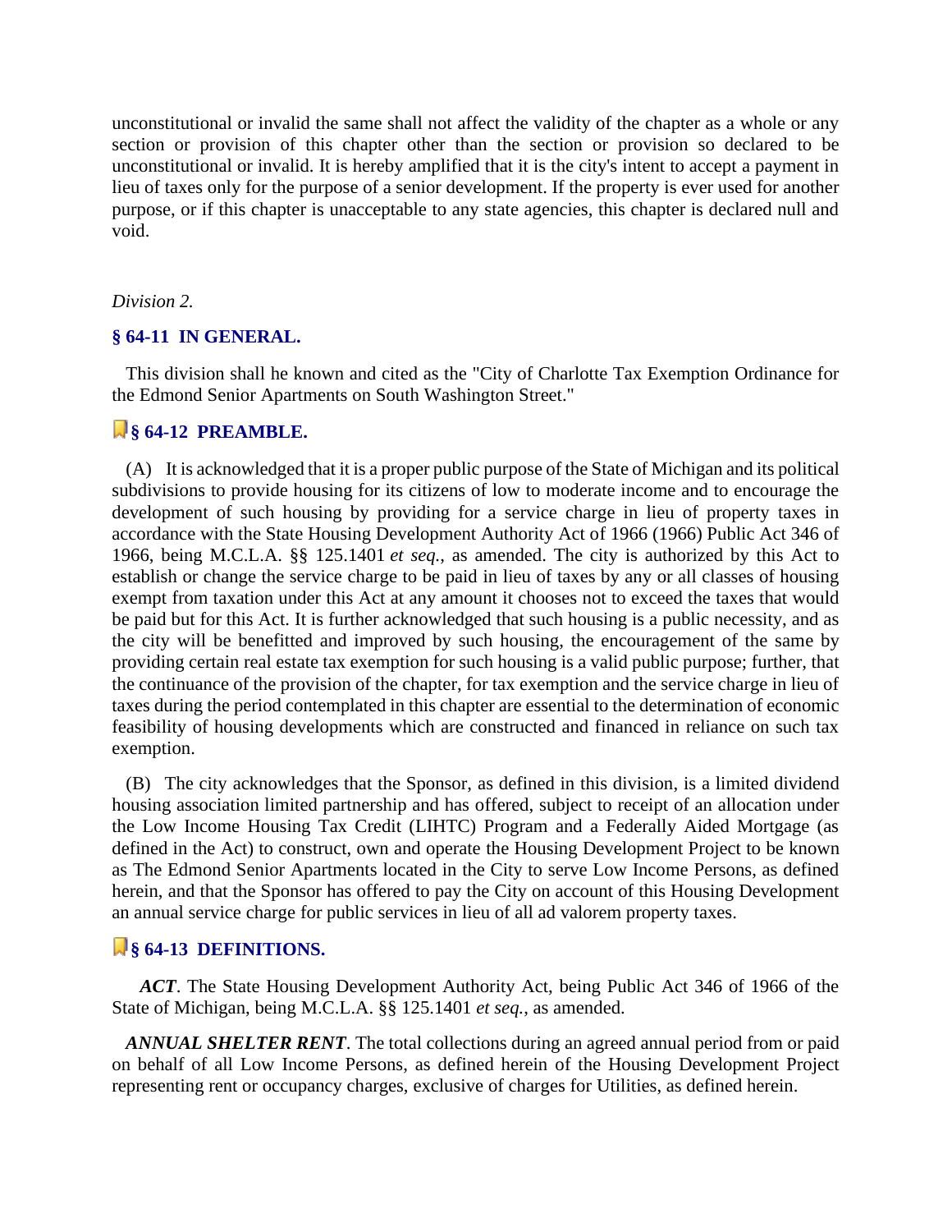unconstitutional or invalid the same shall not affect the validity of the chapter as a whole or any section or provision of this chapter other than the section or provision so declared to be unconstitutional or invalid. It is hereby amplified that it is the city's intent to accept a payment in lieu of taxes only for the purpose of a senior development. If the property is ever used for another purpose, or if this chapter is unacceptable to any state agencies, this chapter is declared null and void.

*Division 2.*

### § 64-11 IN GENERAL.

This division shall he known and cited as the "City of Charlotte Tax Exemption Ordinance for the Edmond Senior Apartments on South Washington Street."

### § 64-12 PREAMBLE.

(A) It is acknowledged that it is a proper public purpose of the State of Michigan and its political subdivisions to provide housing for its citizens of low to moderate income and to encourage the development of such housing by providing for a service charge in lieu of property taxes in accordance with the State Housing Development Authority Act of 1966 (1966) Public Act 346 of 1966, being M.C.L.A. §§ 125.1401 *et seq.*, as amended. The city is authorized by this Act to establish or change the service charge to be paid in lieu of taxes by any or all classes of housing exempt from taxation under this Act at any amount it chooses not to exceed the taxes that would be paid but for this Act. It is further acknowledged that such housing is a public necessity, and as the city will be benefitted and improved by such housing, the encouragement of the same by providing certain real estate tax exemption for such housing is a valid public purpose; further, that the continuance of the provision of the chapter, for tax exemption and the service charge in lieu of taxes during the period contemplated in this chapter are essential to the determination of economic feasibility of housing developments which are constructed and financed in reliance on such tax exemption.

(B) The city acknowledges that the Sponsor, as defined in this division, is a limited dividend housing association limited partnership and has offered, subject to receipt of an allocation under the Low Income Housing Tax Credit (LIHTC) Program and a Federally Aided Mortgage (as defined in the Act) to construct, own and operate the Housing Development Project to be known as The Edmond Senior Apartments located in the City to serve Low Income Persons, as defined herein, and that the Sponsor has offered to pay the City on account of this Housing Development an annual service charge for public services in lieu of all ad valorem property taxes.

### § 64-13 DEFINITIONS.

***ACT***. The State Housing Development Authority Act, being Public Act 346 of 1966 of the State of Michigan, being M.C.L.A. §§ 125.1401 *et seq.*, as amended.

***ANNUAL SHELTER RENT***. The total collections during an agreed annual period from or paid on behalf of all Low Income Persons, as defined herein of the Housing Development Project representing rent or occupancy charges, exclusive of charges for Utilities, as defined herein.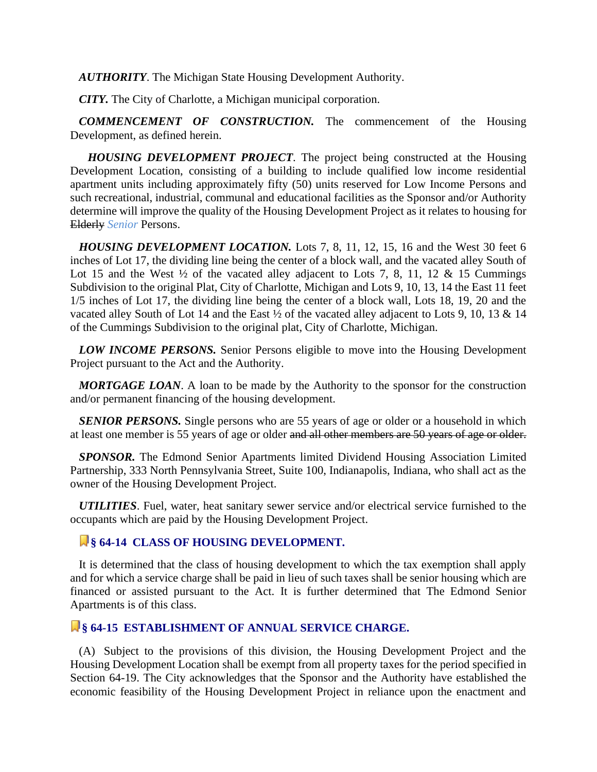***AUTHORITY***. The Michigan State Housing Development Authority.

***CITY.*** The City of Charlotte, a Michigan municipal corporation.

***COMMENCEMENT OF CONSTRUCTION.*** The commencement of the Housing Development, as defined herein.

***HOUSING DEVELOPMENT PROJECT***. The project being constructed at the Housing Development Location, consisting of a building to include qualified low income residential apartment units including approximately fifty (50) units reserved for Low Income Persons and such recreational, industrial, communal and educational facilities as the Sponsor and/or Authority determine will improve the quality of the Housing Development Project as it relates to housing for ~~Elderly~~ *Senior* Persons.

***HOUSING DEVELOPMENT LOCATION.*** Lots 7, 8, 11, 12, 15, 16 and the West 30 feet 6 inches of Lot 17, the dividing line being the center of a block wall, and the vacated alley South of Lot 15 and the West ½ of the vacated alley adjacent to Lots 7, 8, 11, 12 & 15 Cummings Subdivision to the original Plat, City of Charlotte, Michigan and Lots 9, 10, 13, 14 the East 11 feet 1/5 inches of Lot 17, the dividing line being the center of a block wall, Lots 18, 19, 20 and the vacated alley South of Lot 14 and the East ½ of the vacated alley adjacent to Lots 9, 10, 13 & 14 of the Cummings Subdivision to the original plat, City of Charlotte, Michigan.

***LOW INCOME PERSONS.*** Senior Persons eligible to move into the Housing Development Project pursuant to the Act and the Authority.

***MORTGAGE LOAN***. A loan to be made by the Authority to the sponsor for the construction and/or permanent financing of the housing development.

***SENIOR PERSONS.*** Single persons who are 55 years of age or older or a household in which at least one member is 55 years of age or older ~~and all other members are 50 years of age or older.~~

***SPONSOR.*** The Edmond Senior Apartments limited Dividend Housing Association Limited Partnership, 333 North Pennsylvania Street, Suite 100, Indianapolis, Indiana, who shall act as the owner of the Housing Development Project.

***UTILITIES***. Fuel, water, heat sanitary sewer service and/or electrical service furnished to the occupants which are paid by the Housing Development Project.

### § 64-14 CLASS OF HOUSING DEVELOPMENT.

It is determined that the class of housing development to which the tax exemption shall apply and for which a service charge shall be paid in lieu of such taxes shall be senior housing which are financed or assisted pursuant to the Act. It is further determined that The Edmond Senior Apartments is of this class.

### § 64-15 ESTABLISHMENT OF ANNUAL SERVICE CHARGE.

(A) Subject to the provisions of this division, the Housing Development Project and the Housing Development Location shall be exempt from all property taxes for the period specified in Section 64-19. The City acknowledges that the Sponsor and the Authority have established the economic feasibility of the Housing Development Project in reliance upon the enactment and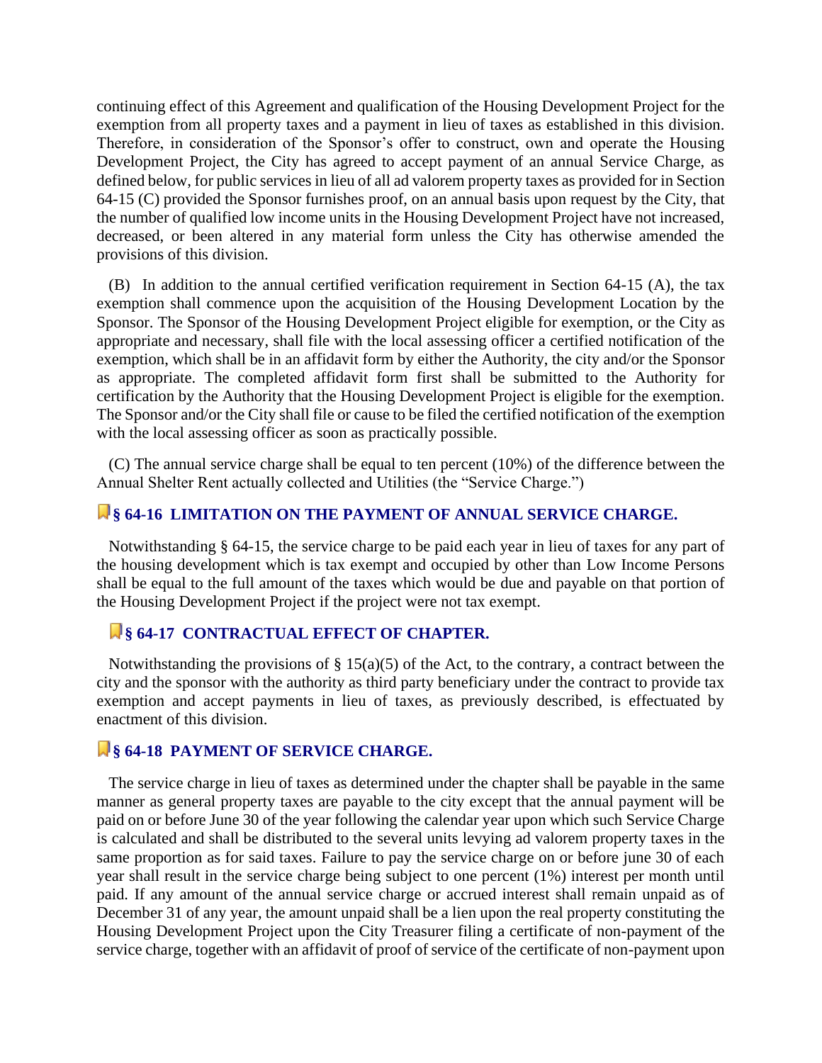continuing effect of this Agreement and qualification of the Housing Development Project for the exemption from all property taxes and a payment in lieu of taxes as established in this division. Therefore, in consideration of the Sponsor's offer to construct, own and operate the Housing Development Project, the City has agreed to accept payment of an annual Service Charge, as defined below, for public services in lieu of all ad valorem property taxes as provided for in Section 64-15 (C) provided the Sponsor furnishes proof, on an annual basis upon request by the City, that the number of qualified low income units in the Housing Development Project have not increased, decreased, or been altered in any material form unless the City has otherwise amended the provisions of this division.

(B) In addition to the annual certified verification requirement in Section 64-15 (A), the tax exemption shall commence upon the acquisition of the Housing Development Location by the Sponsor. The Sponsor of the Housing Development Project eligible for exemption, or the City as appropriate and necessary, shall file with the local assessing officer a certified notification of the exemption, which shall be in an affidavit form by either the Authority, the city and/or the Sponsor as appropriate. The completed affidavit form first shall be submitted to the Authority for certification by the Authority that the Housing Development Project is eligible for the exemption. The Sponsor and/or the City shall file or cause to be filed the certified notification of the exemption with the local assessing officer as soon as practically possible.

(C) The annual service charge shall be equal to ten percent (10%) of the difference between the Annual Shelter Rent actually collected and Utilities (the "Service Charge.")

## § 64-16 LIMITATION ON THE PAYMENT OF ANNUAL SERVICE CHARGE.

Notwithstanding § 64-15, the service charge to be paid each year in lieu of taxes for any part of the housing development which is tax exempt and occupied by other than Low Income Persons shall be equal to the full amount of the taxes which would be due and payable on that portion of the Housing Development Project if the project were not tax exempt.

## § 64-17 CONTRACTUAL EFFECT OF CHAPTER.

Notwithstanding the provisions of § 15(a)(5) of the Act, to the contrary, a contract between the city and the sponsor with the authority as third party beneficiary under the contract to provide tax exemption and accept payments in lieu of taxes, as previously described, is effectuated by enactment of this division.

## § 64-18 PAYMENT OF SERVICE CHARGE.

The service charge in lieu of taxes as determined under the chapter shall be payable in the same manner as general property taxes are payable to the city except that the annual payment will be paid on or before June 30 of the year following the calendar year upon which such Service Charge is calculated and shall be distributed to the several units levying ad valorem property taxes in the same proportion as for said taxes. Failure to pay the service charge on or before june 30 of each year shall result in the service charge being subject to one percent (1%) interest per month until paid. If any amount of the annual service charge or accrued interest shall remain unpaid as of December 31 of any year, the amount unpaid shall be a lien upon the real property constituting the Housing Development Project upon the City Treasurer filing a certificate of non-payment of the service charge, together with an affidavit of proof of service of the certificate of non-payment upon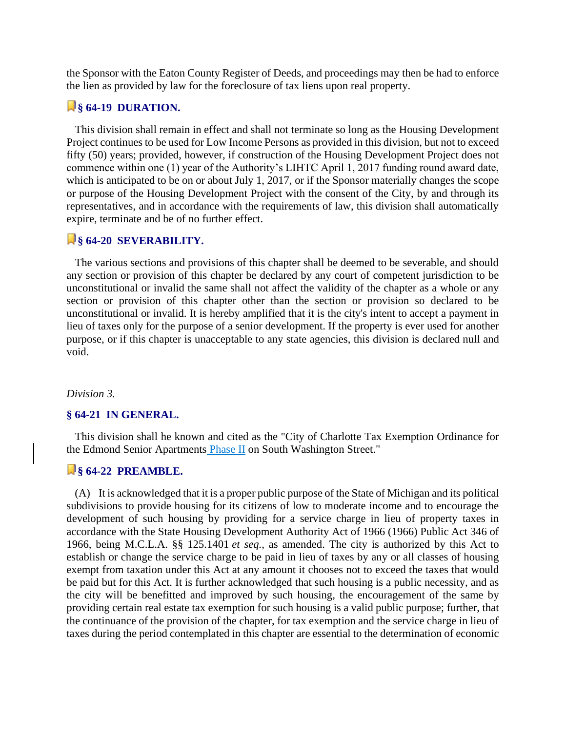the Sponsor with the Eaton County Register of Deeds, and proceedings may then be had to enforce the lien as provided by law for the foreclosure of tax liens upon real property.

### § 64-19 DURATION.

This division shall remain in effect and shall not terminate so long as the Housing Development Project continues to be used for Low Income Persons as provided in this division, but not to exceed fifty (50) years; provided, however, if construction of the Housing Development Project does not commence within one (1) year of the Authority's LIHTC April 1, 2017 funding round award date, which is anticipated to be on or about July 1, 2017, or if the Sponsor materially changes the scope or purpose of the Housing Development Project with the consent of the City, by and through its representatives, and in accordance with the requirements of law, this division shall automatically expire, terminate and be of no further effect.

### § 64-20 SEVERABILITY.

The various sections and provisions of this chapter shall be deemed to be severable, and should any section or provision of this chapter be declared by any court of competent jurisdiction to be unconstitutional or invalid the same shall not affect the validity of the chapter as a whole or any section or provision of this chapter other than the section or provision so declared to be unconstitutional or invalid. It is hereby amplified that it is the city's intent to accept a payment in lieu of taxes only for the purpose of a senior development. If the property is ever used for another purpose, or if this chapter is unacceptable to any state agencies, this division is declared null and void.

*Division 3.*

### § 64-21 IN GENERAL.

This division shall he known and cited as the "City of Charlotte Tax Exemption Ordinance for the Edmond Senior Apartments Phase II on South Washington Street."

### § 64-22 PREAMBLE.

(A) It is acknowledged that it is a proper public purpose of the State of Michigan and its political subdivisions to provide housing for its citizens of low to moderate income and to encourage the development of such housing by providing for a service charge in lieu of property taxes in accordance with the State Housing Development Authority Act of 1966 (1966) Public Act 346 of 1966, being M.C.L.A. §§ 125.1401 *et seq.*, as amended. The city is authorized by this Act to establish or change the service charge to be paid in lieu of taxes by any or all classes of housing exempt from taxation under this Act at any amount it chooses not to exceed the taxes that would be paid but for this Act. It is further acknowledged that such housing is a public necessity, and as the city will be benefitted and improved by such housing, the encouragement of the same by providing certain real estate tax exemption for such housing is a valid public purpose; further, that the continuance of the provision of the chapter, for tax exemption and the service charge in lieu of taxes during the period contemplated in this chapter are essential to the determination of economic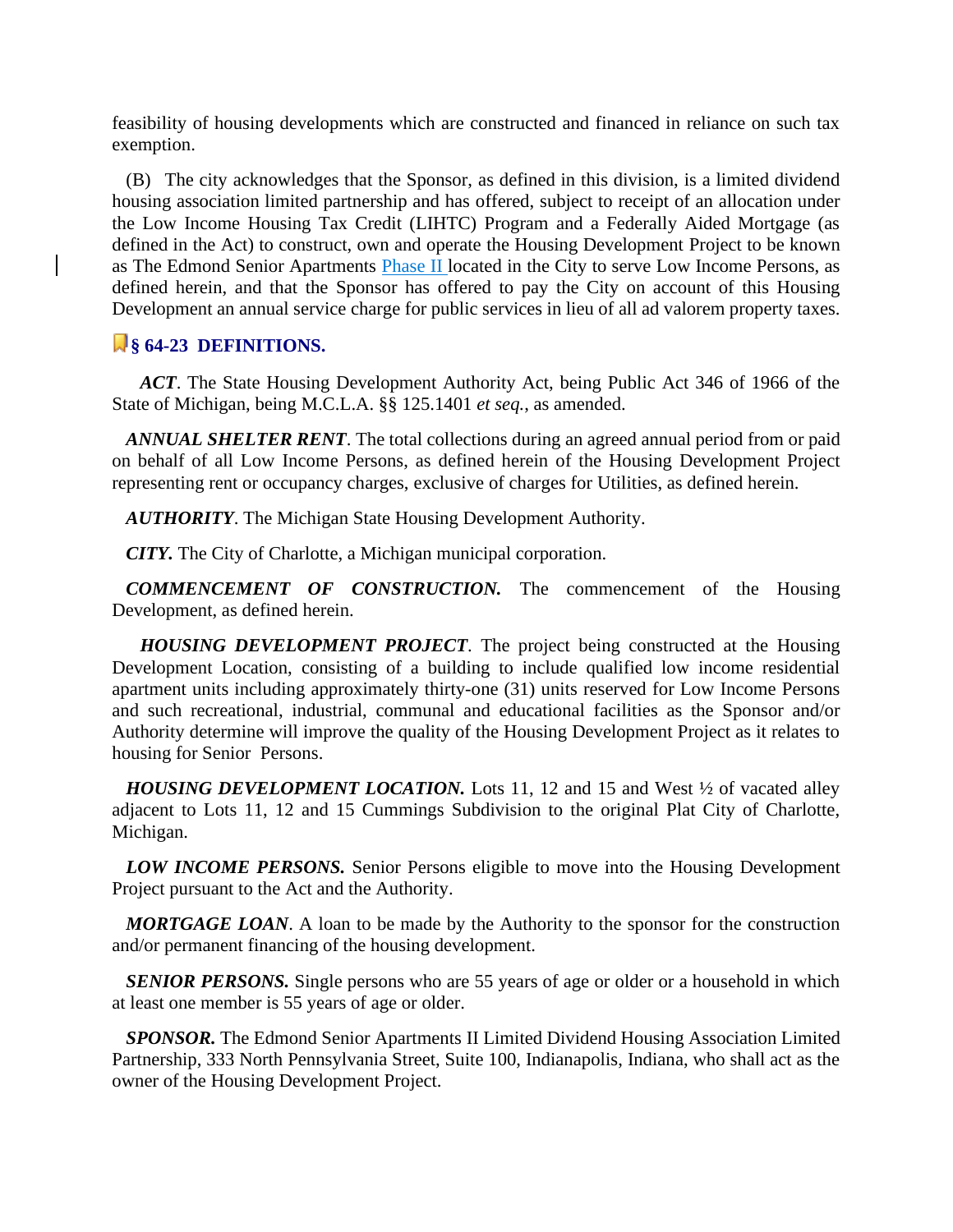feasibility of housing developments which are constructed and financed in reliance on such tax exemption.

(B) The city acknowledges that the Sponsor, as defined in this division, is a limited dividend housing association limited partnership and has offered, subject to receipt of an allocation under the Low Income Housing Tax Credit (LIHTC) Program and a Federally Aided Mortgage (as defined in the Act) to construct, own and operate the Housing Development Project to be known as The Edmond Senior Apartments Phase II located in the City to serve Low Income Persons, as defined herein, and that the Sponsor has offered to pay the City on account of this Housing Development an annual service charge for public services in lieu of all ad valorem property taxes.

### § 64-23 DEFINITIONS.

***ACT***. The State Housing Development Authority Act, being Public Act 346 of 1966 of the State of Michigan, being M.C.L.A. §§ 125.1401 *et seq.*, as amended.

***ANNUAL SHELTER RENT***. The total collections during an agreed annual period from or paid on behalf of all Low Income Persons, as defined herein of the Housing Development Project representing rent or occupancy charges, exclusive of charges for Utilities, as defined herein.

***AUTHORITY***. The Michigan State Housing Development Authority.

***CITY.*** The City of Charlotte, a Michigan municipal corporation.

***COMMENCEMENT OF CONSTRUCTION.*** The commencement of the Housing Development, as defined herein.

***HOUSING DEVELOPMENT PROJECT***. The project being constructed at the Housing Development Location, consisting of a building to include qualified low income residential apartment units including approximately thirty-one (31) units reserved for Low Income Persons and such recreational, industrial, communal and educational facilities as the Sponsor and/or Authority determine will improve the quality of the Housing Development Project as it relates to housing for Senior Persons.

***HOUSING DEVELOPMENT LOCATION.*** Lots 11, 12 and 15 and West ½ of vacated alley adjacent to Lots 11, 12 and 15 Cummings Subdivision to the original Plat City of Charlotte, Michigan.

***LOW INCOME PERSONS.*** Senior Persons eligible to move into the Housing Development Project pursuant to the Act and the Authority.

***MORTGAGE LOAN***. A loan to be made by the Authority to the sponsor for the construction and/or permanent financing of the housing development.

***SENIOR PERSONS.*** Single persons who are 55 years of age or older or a household in which at least one member is 55 years of age or older.

***SPONSOR.*** The Edmond Senior Apartments II Limited Dividend Housing Association Limited Partnership, 333 North Pennsylvania Street, Suite 100, Indianapolis, Indiana, who shall act as the owner of the Housing Development Project.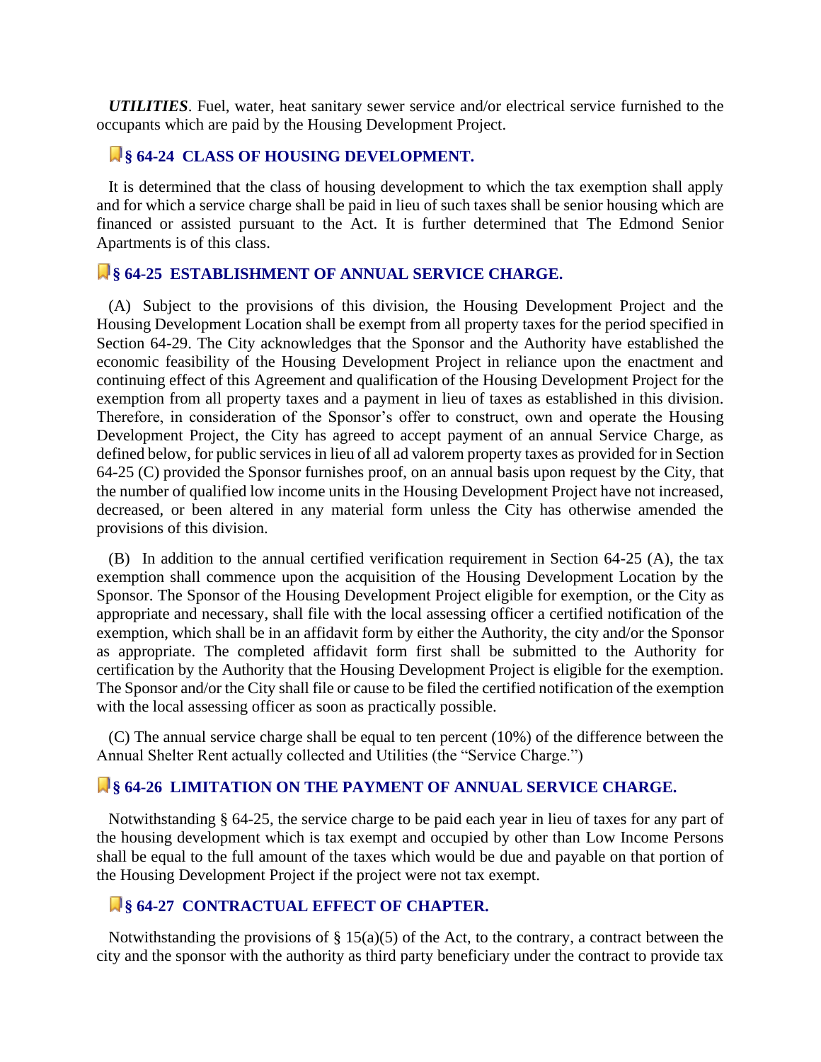***UTILITIES***. Fuel, water, heat sanitary sewer service and/or electrical service furnished to the occupants which are paid by the Housing Development Project.

## § 64-24 CLASS OF HOUSING DEVELOPMENT.

It is determined that the class of housing development to which the tax exemption shall apply and for which a service charge shall be paid in lieu of such taxes shall be senior housing which are financed or assisted pursuant to the Act. It is further determined that The Edmond Senior Apartments is of this class.

## § 64-25 ESTABLISHMENT OF ANNUAL SERVICE CHARGE.

(A) Subject to the provisions of this division, the Housing Development Project and the Housing Development Location shall be exempt from all property taxes for the period specified in Section 64-29. The City acknowledges that the Sponsor and the Authority have established the economic feasibility of the Housing Development Project in reliance upon the enactment and continuing effect of this Agreement and qualification of the Housing Development Project for the exemption from all property taxes and a payment in lieu of taxes as established in this division. Therefore, in consideration of the Sponsor's offer to construct, own and operate the Housing Development Project, the City has agreed to accept payment of an annual Service Charge, as defined below, for public services in lieu of all ad valorem property taxes as provided for in Section 64-25 (C) provided the Sponsor furnishes proof, on an annual basis upon request by the City, that the number of qualified low income units in the Housing Development Project have not increased, decreased, or been altered in any material form unless the City has otherwise amended the provisions of this division.

(B) In addition to the annual certified verification requirement in Section 64-25 (A), the tax exemption shall commence upon the acquisition of the Housing Development Location by the Sponsor. The Sponsor of the Housing Development Project eligible for exemption, or the City as appropriate and necessary, shall file with the local assessing officer a certified notification of the exemption, which shall be in an affidavit form by either the Authority, the city and/or the Sponsor as appropriate. The completed affidavit form first shall be submitted to the Authority for certification by the Authority that the Housing Development Project is eligible for the exemption. The Sponsor and/or the City shall file or cause to be filed the certified notification of the exemption with the local assessing officer as soon as practically possible.

(C) The annual service charge shall be equal to ten percent (10%) of the difference between the Annual Shelter Rent actually collected and Utilities (the "Service Charge.")

## § 64-26 LIMITATION ON THE PAYMENT OF ANNUAL SERVICE CHARGE.

Notwithstanding § 64-25, the service charge to be paid each year in lieu of taxes for any part of the housing development which is tax exempt and occupied by other than Low Income Persons shall be equal to the full amount of the taxes which would be due and payable on that portion of the Housing Development Project if the project were not tax exempt.

## § 64-27 CONTRACTUAL EFFECT OF CHAPTER.

Notwithstanding the provisions of § 15(a)(5) of the Act, to the contrary, a contract between the city and the sponsor with the authority as third party beneficiary under the contract to provide tax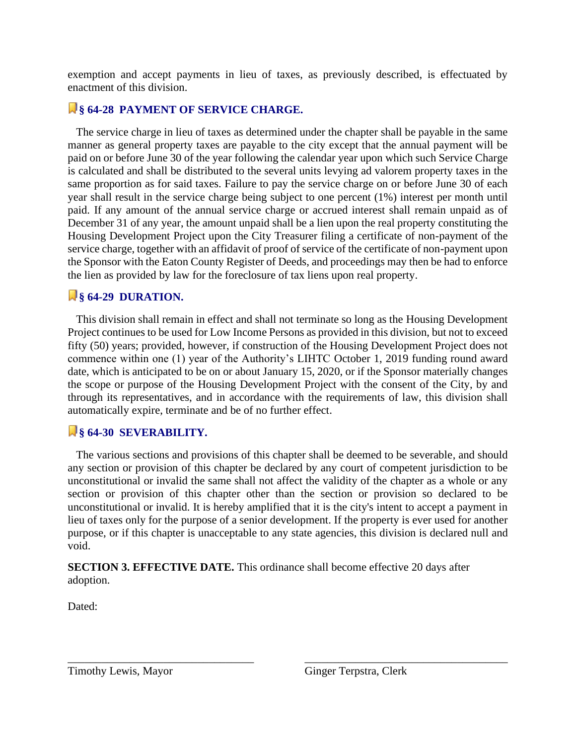exemption and accept payments in lieu of taxes, as previously described, is effectuated by enactment of this division.

### § 64-28 PAYMENT OF SERVICE CHARGE.

The service charge in lieu of taxes as determined under the chapter shall be payable in the same manner as general property taxes are payable to the city except that the annual payment will be paid on or before June 30 of the year following the calendar year upon which such Service Charge is calculated and shall be distributed to the several units levying ad valorem property taxes in the same proportion as for said taxes. Failure to pay the service charge on or before June 30 of each year shall result in the service charge being subject to one percent (1%) interest per month until paid. If any amount of the annual service charge or accrued interest shall remain unpaid as of December 31 of any year, the amount unpaid shall be a lien upon the real property constituting the Housing Development Project upon the City Treasurer filing a certificate of non-payment of the service charge, together with an affidavit of proof of service of the certificate of non-payment upon the Sponsor with the Eaton County Register of Deeds, and proceedings may then be had to enforce the lien as provided by law for the foreclosure of tax liens upon real property.

### § 64-29 DURATION.

This division shall remain in effect and shall not terminate so long as the Housing Development Project continues to be used for Low Income Persons as provided in this division, but not to exceed fifty (50) years; provided, however, if construction of the Housing Development Project does not commence within one (1) year of the Authority's LIHTC October 1, 2019 funding round award date, which is anticipated to be on or about January 15, 2020, or if the Sponsor materially changes the scope or purpose of the Housing Development Project with the consent of the City, by and through its representatives, and in accordance with the requirements of law, this division shall automatically expire, terminate and be of no further effect.

### § 64-30 SEVERABILITY.

The various sections and provisions of this chapter shall be deemed to be severable, and should any section or provision of this chapter be declared by any court of competent jurisdiction to be unconstitutional or invalid the same shall not affect the validity of the chapter as a whole or any section or provision of this chapter other than the section or provision so declared to be unconstitutional or invalid. It is hereby amplified that it is the city's intent to accept a payment in lieu of taxes only for the purpose of a senior development. If the property is ever used for another purpose, or if this chapter is unacceptable to any state agencies, this division is declared null and void.

**SECTION 3. EFFECTIVE DATE.** This ordinance shall become effective 20 days after adoption.

Dated:

\_\_\_\_\_\_\_\_\_\_\_\_\_\_\_\_\_\_\_\_\_\_\_\_\_\_\_\_\_\_
Timothy Lewis, Mayor

\_\_\_\_\_\_\_\_\_\_\_\_\_\_\_\_\_\_\_\_\_\_\_\_\_\_\_\_\_\_
Ginger Terpstra, Clerk